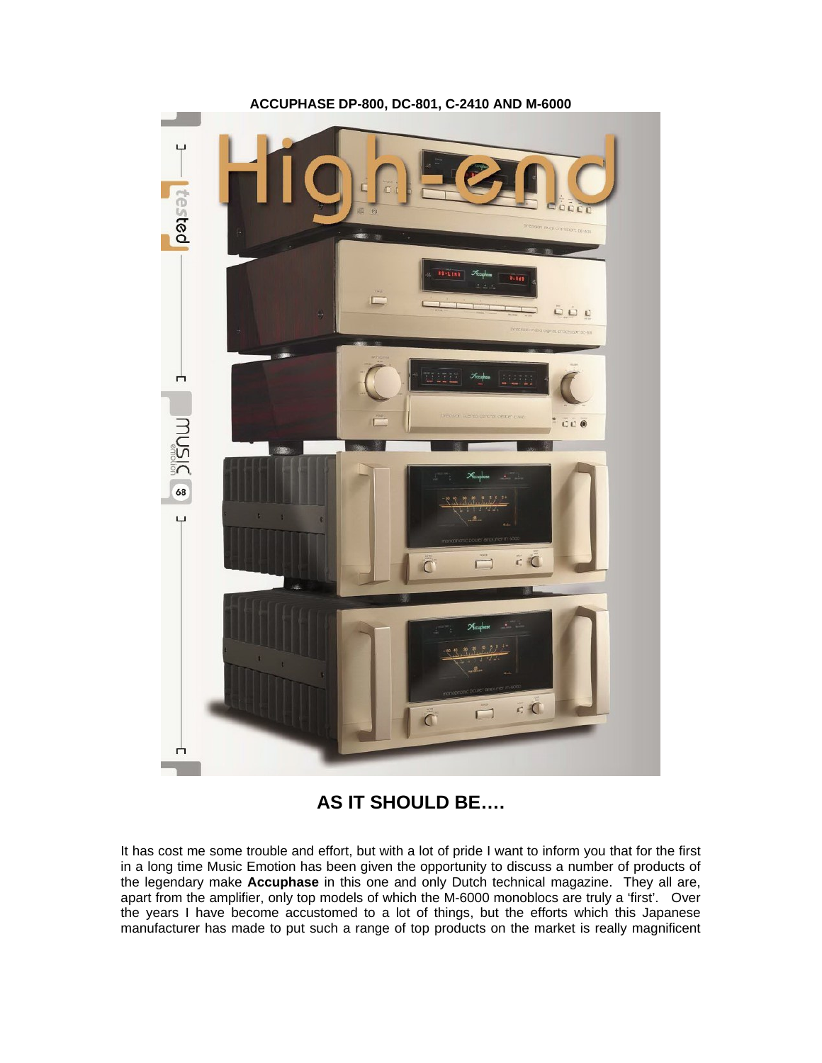**ACCUPHASE DP-800, DC-801, C-2410 AND M-6000**

## AS IT SHOULD BE….

It has cost me some trouble and effort, but with a lot of pride I want to inform you that for the first in a long time Music Emotion has been given the opportunity to discuss a number of products of the legendary make **Accuphase** in this one and only Dutch technical magazine. They all are, apart from the amplifier, only top models of which the M-6000 monoblocs are truly a 'first'. Over the years I have become accustomed to a lot of things, but the efforts which this Japanese manufacturer has made to put such a range of top products on the market is really magnificent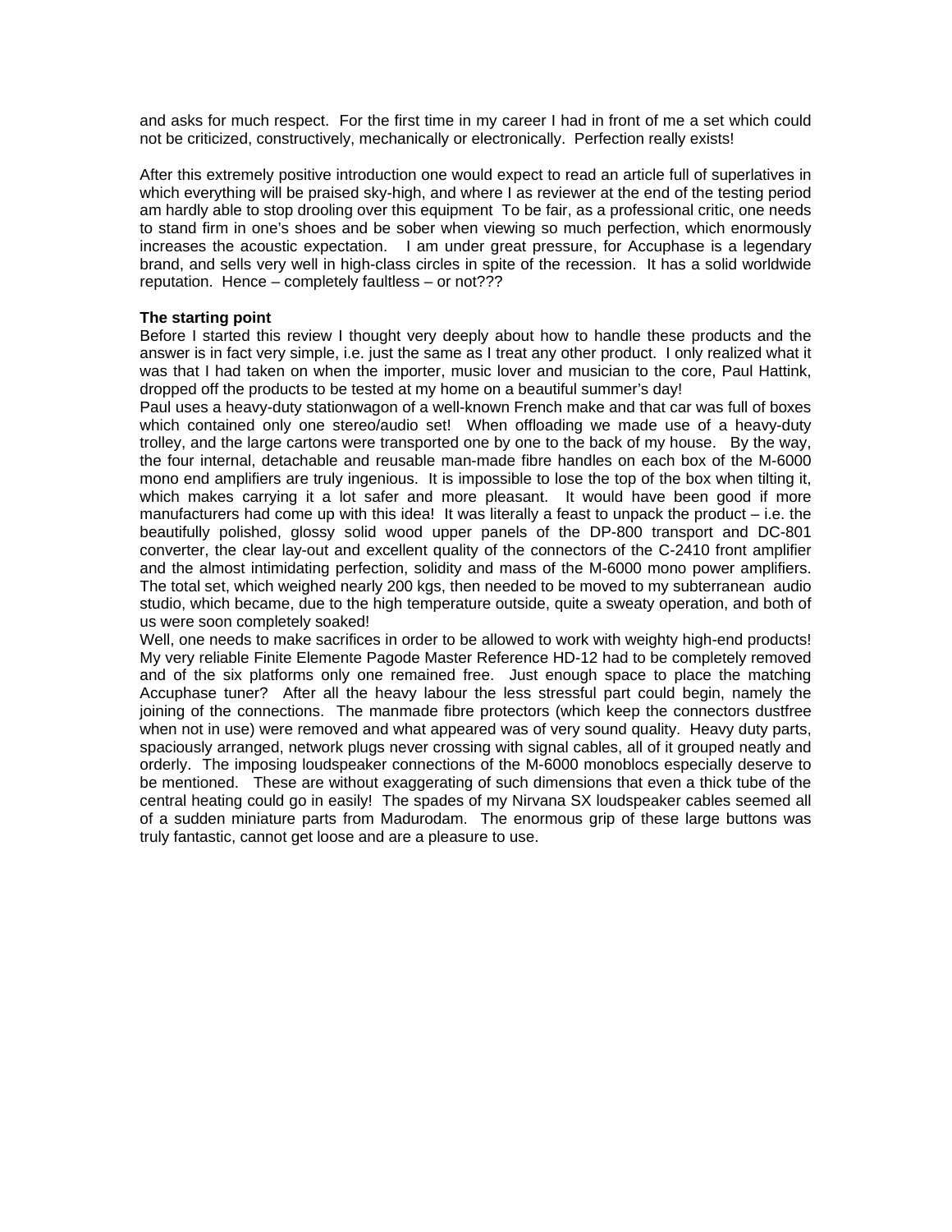and asks for much respect. For the first time in my career I had in front of me a set which could not be criticized, constructively, mechanically or electronically. Perfection really exists!

After this extremely positive introduction one would expect to read an article full of superlatives in which everything will be praised sky-high, and where I as reviewer at the end of the testing period am hardly able to stop drooling over this equipment To be fair, as a professional critic, one needs to stand firm in one's shoes and be sober when viewing so much perfection, which enormously increases the acoustic expectation. I am under great pressure, for Accuphase is a legendary brand, and sells very well in high-class circles in spite of the recession. It has a solid worldwide reputation. Hence – completely faultless – or not???

**The starting point**

Before I started this review I thought very deeply about how to handle these products and the answer is in fact very simple, i.e. just the same as I treat any other product. I only realized what it was that I had taken on when the importer, music lover and musician to the core, Paul Hattink, dropped off the products to be tested at my home on a beautiful summer's day!

Paul uses a heavy-duty stationwagon of a well-known French make and that car was full of boxes which contained only one stereo/audio set! When offloading we made use of a heavy-duty trolley, and the large cartons were transported one by one to the back of my house. By the way, the four internal, detachable and reusable man-made fibre handles on each box of the M-6000 mono end amplifiers are truly ingenious. It is impossible to lose the top of the box when tilting it, which makes carrying it a lot safer and more pleasant. It would have been good if more manufacturers had come up with this idea! It was literally a feast to unpack the product – i.e. the beautifully polished, glossy solid wood upper panels of the DP-800 transport and DC-801 converter, the clear lay-out and excellent quality of the connectors of the C-2410 front amplifier and the almost intimidating perfection, solidity and mass of the M-6000 mono power amplifiers. The total set, which weighed nearly 200 kgs, then needed to be moved to my subterranean audio studio, which became, due to the high temperature outside, quite a sweaty operation, and both of us were soon completely soaked!

Well, one needs to make sacrifices in order to be allowed to work with weighty high-end products! My very reliable Finite Elemente Pagode Master Reference HD-12 had to be completely removed and of the six platforms only one remained free. Just enough space to place the matching Accuphase tuner? After all the heavy labour the less stressful part could begin, namely the joining of the connections. The manmade fibre protectors (which keep the connectors dustfree when not in use) were removed and what appeared was of very sound quality. Heavy duty parts, spaciously arranged, network plugs never crossing with signal cables, all of it grouped neatly and orderly. The imposing loudspeaker connections of the M-6000 monoblocs especially deserve to be mentioned. These are without exaggerating of such dimensions that even a thick tube of the central heating could go in easily! The spades of my Nirvana SX loudspeaker cables seemed all of a sudden miniature parts from Madurodam. The enormous grip of these large buttons was truly fantastic, cannot get loose and are a pleasure to use.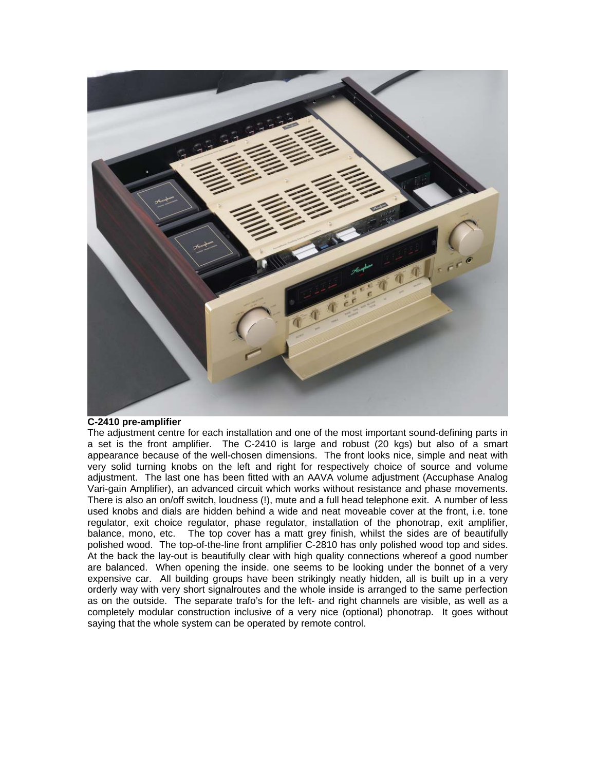**C-2410 pre-amplifier**

The adjustment centre for each installation and one of the most important sound-defining parts in a set is the front amplifier. The C-2410 is large and robust (20 kgs) but also of a smart appearance because of the well-chosen dimensions. The front looks nice, simple and neat with very solid turning knobs on the left and right for respectively choice of source and volume adjustment. The last one has been fitted with an AAVA volume adjustment (Accuphase Analog Vari-gain Amplifier), an advanced circuit which works without resistance and phase movements. There is also an on/off switch, loudness (!), mute and a full head telephone exit. A number of less used knobs and dials are hidden behind a wide and neat moveable cover at the front, i.e. tone regulator, exit choice regulator, phase regulator, installation of the phonotrap, exit amplifier, balance, mono, etc. The top cover has a matt grey finish, whilst the sides are of beautifully polished wood. The top-of-the-line front amplifier C-2810 has only polished wood top and sides. At the back the lay-out is beautifully clear with high quality connections whereof a good number are balanced. When opening the inside. one seems to be looking under the bonnet of a very expensive car. All building groups have been strikingly neatly hidden, all is built up in a very orderly way with very short signalroutes and the whole inside is arranged to the same perfection as on the outside. The separate trafo's for the left- and right channels are visible, as well as a completely modular construction inclusive of a very nice (optional) phonotrap. It goes without saying that the whole system can be operated by remote control.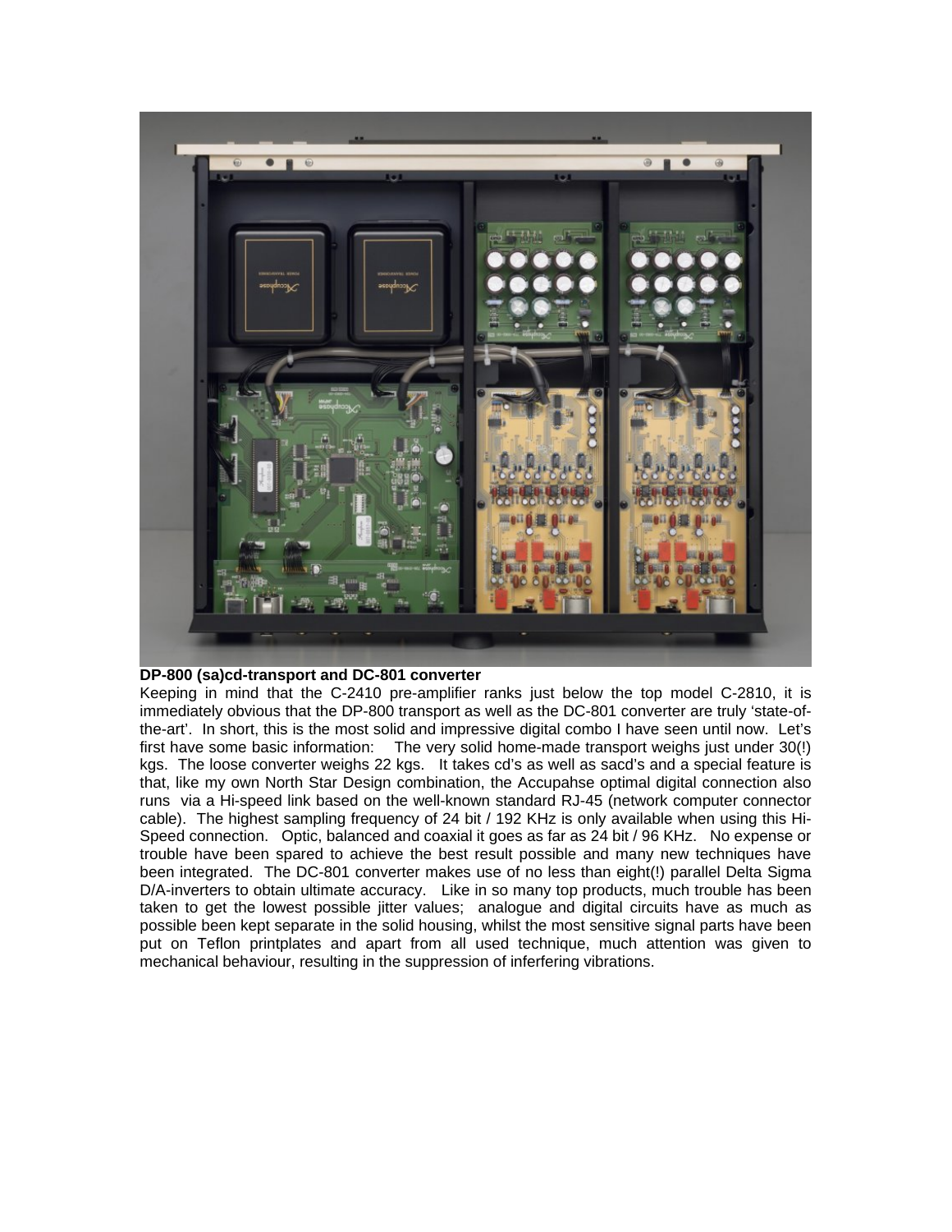**DP-800 (sa)cd-transport and DC-801 converter**

Keeping in mind that the C-2410 pre-amplifier ranks just below the top model C-2810, it is immediately obvious that the DP-800 transport as well as the DC-801 converter are truly 'state-of-the-art'. In short, this is the most solid and impressive digital combo I have seen until now. Let's first have some basic information: The very solid home-made transport weighs just under 30(!) kgs. The loose converter weighs 22 kgs. It takes cd's as well as sacd's and a special feature is that, like my own North Star Design combination, the Accupahse optimal digital connection also runs via a Hi-speed link based on the well-known standard RJ-45 (network computer connector cable). The highest sampling frequency of 24 bit / 192 KHz is only available when using this Hi-Speed connection. Optic, balanced and coaxial it goes as far as 24 bit / 96 KHz. No expense or trouble have been spared to achieve the best result possible and many new techniques have been integrated. The DC-801 converter makes use of no less than eight(!) parallel Delta Sigma D/A-inverters to obtain ultimate accuracy. Like in so many top products, much trouble has been taken to get the lowest possible jitter values; analogue and digital circuits have as much as possible been kept separate in the solid housing, whilst the most sensitive signal parts have been put on Teflon printplates and apart from all used technique, much attention was given to mechanical behaviour, resulting in the suppression of inferfering vibrations.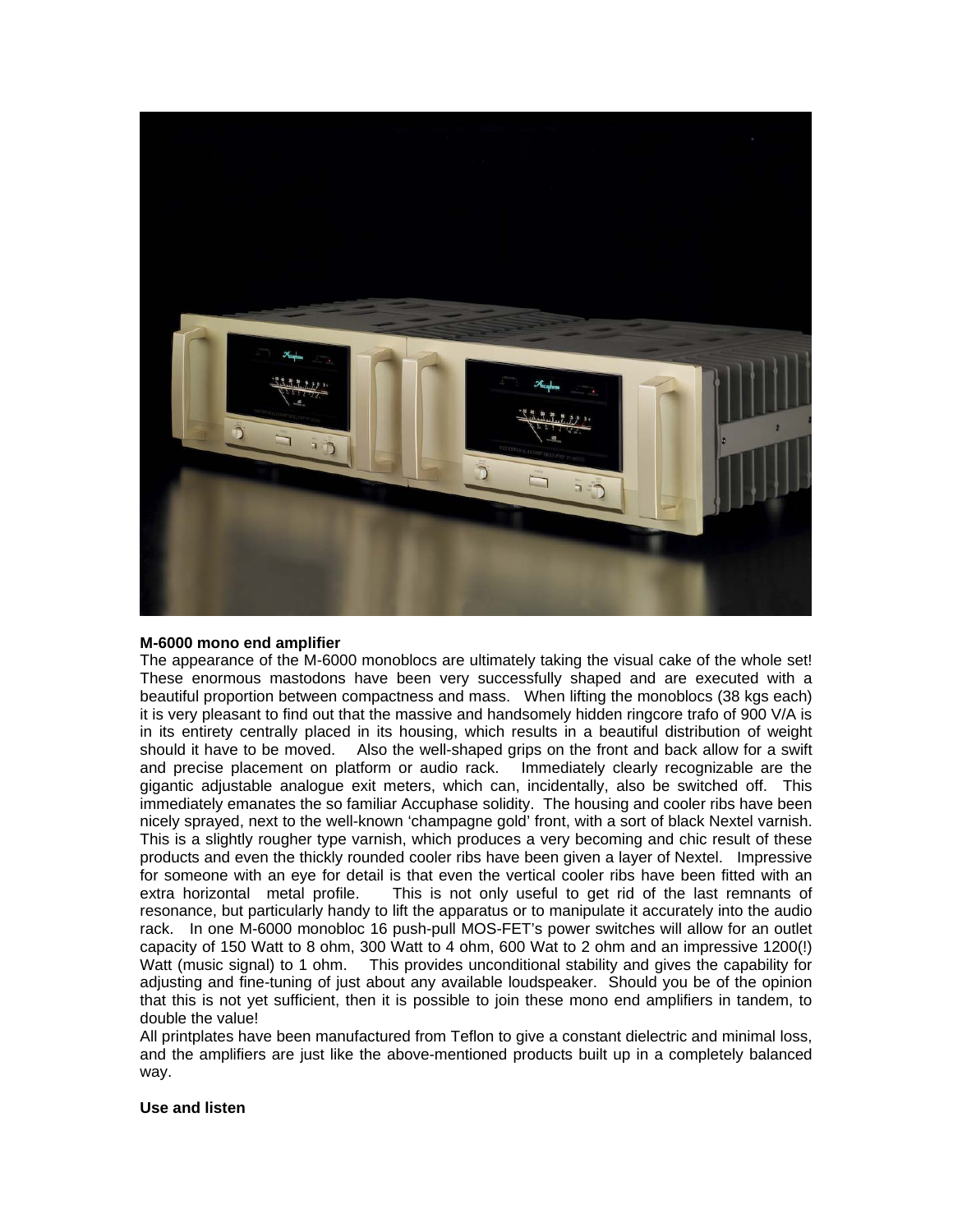**M-6000 mono end amplifier**

The appearance of the M-6000 monoblocs are ultimately taking the visual cake of the whole set! These enormous mastodons have been very successfully shaped and are executed with a beautiful proportion between compactness and mass. When lifting the monoblocs (38 kgs each) it is very pleasant to find out that the massive and handsomely hidden ringcore trafo of 900 V/A is in its entirety centrally placed in its housing, which results in a beautiful distribution of weight should it have to be moved. Also the well-shaped grips on the front and back allow for a swift and precise placement on platform or audio rack. Immediately clearly recognizable are the gigantic adjustable analogue exit meters, which can, incidentally, also be switched off. This immediately emanates the so familiar Accuphase solidity. The housing and cooler ribs have been nicely sprayed, next to the well-known 'champagne gold' front, with a sort of black Nextel varnish. This is a slightly rougher type varnish, which produces a very becoming and chic result of these products and even the thickly rounded cooler ribs have been given a layer of Nextel. Impressive for someone with an eye for detail is that even the vertical cooler ribs have been fitted with an extra horizontal metal profile. This is not only useful to get rid of the last remnants of resonance, but particularly handy to lift the apparatus or to manipulate it accurately into the audio rack. In one M-6000 monobloc 16 push-pull MOS-FET's power switches will allow for an outlet capacity of 150 Watt to 8 ohm, 300 Watt to 4 ohm, 600 Wat to 2 ohm and an impressive 1200(!) Watt (music signal) to 1 ohm. This provides unconditional stability and gives the capability for adjusting and fine-tuning of just about any available loudspeaker. Should you be of the opinion that this is not yet sufficient, then it is possible to join these mono end amplifiers in tandem, to double the value!

All printplates have been manufactured from Teflon to give a constant dielectric and minimal loss, and the amplifiers are just like the above-mentioned products built up in a completely balanced way.

**Use and listen**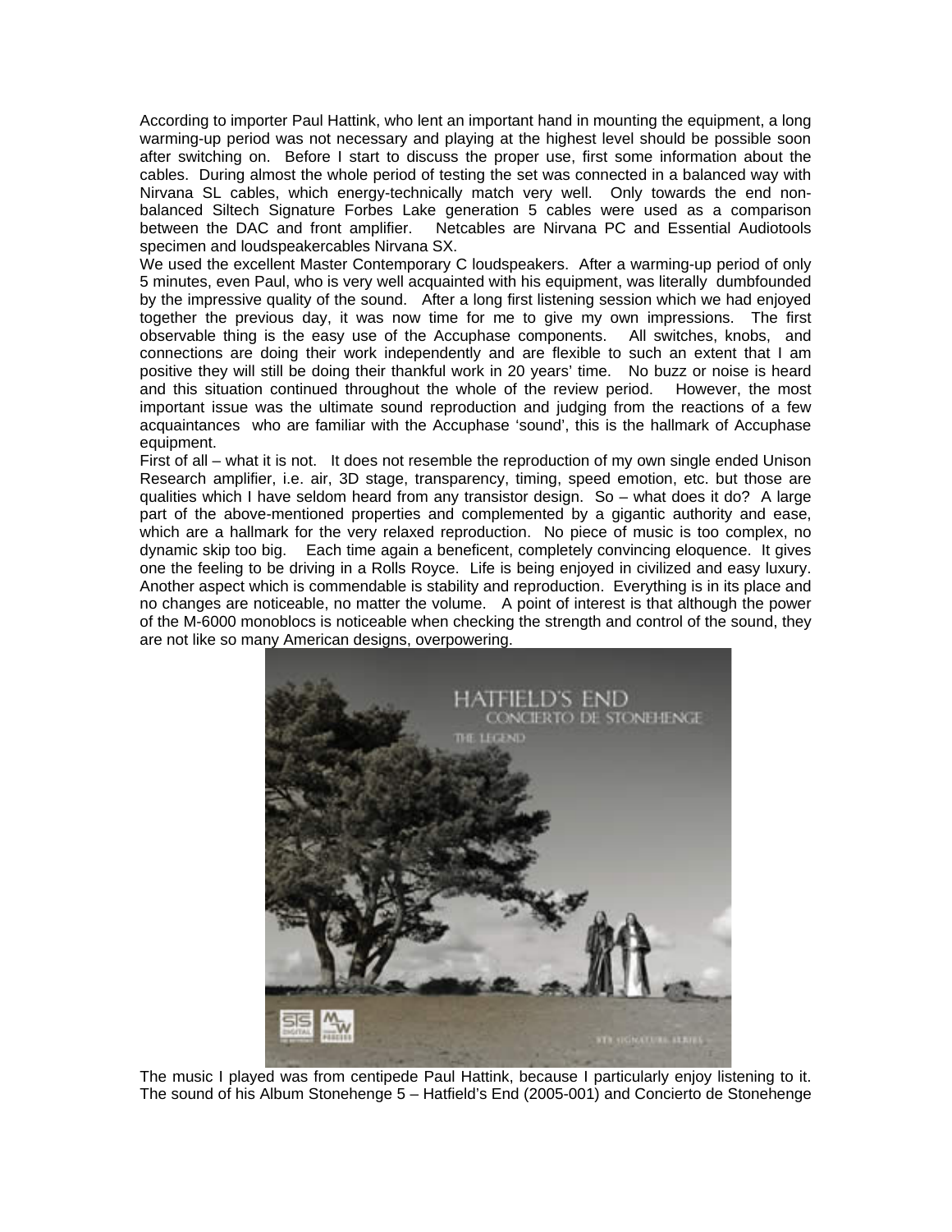According to importer Paul Hattink, who lent an important hand in mounting the equipment, a long warming-up period was not necessary and playing at the highest level should be possible soon after switching on. Before I start to discuss the proper use, first some information about the cables. During almost the whole period of testing the set was connected in a balanced way with Nirvana SL cables, which energy-technically match very well. Only towards the end non-balanced Siltech Signature Forbes Lake generation 5 cables were used as a comparison between the DAC and front amplifier. Netcables are Nirvana PC and Essential Audiotools specimen and loudspeakercables Nirvana SX.

We used the excellent Master Contemporary C loudspeakers. After a warming-up period of only 5 minutes, even Paul, who is very well acquainted with his equipment, was literally dumbfounded by the impressive quality of the sound. After a long first listening session which we had enjoyed together the previous day, it was now time for me to give my own impressions. The first observable thing is the easy use of the Accuphase components. All switches, knobs, and connections are doing their work independently and are flexible to such an extent that I am positive they will still be doing their thankful work in 20 years' time. No buzz or noise is heard and this situation continued throughout the whole of the review period. However, the most important issue was the ultimate sound reproduction and judging from the reactions of a few acquaintances who are familiar with the Accuphase 'sound', this is the hallmark of Accuphase equipment.

First of all – what it is not. It does not resemble the reproduction of my own single ended Unison Research amplifier, i.e. air, 3D stage, transparency, timing, speed emotion, etc. but those are qualities which I have seldom heard from any transistor design. So – what does it do? A large part of the above-mentioned properties and complemented by a gigantic authority and ease, which are a hallmark for the very relaxed reproduction. No piece of music is too complex, no dynamic skip too big. Each time again a beneficent, completely convincing eloquence. It gives one the feeling to be driving in a Rolls Royce. Life is being enjoyed in civilized and easy luxury. Another aspect which is commendable is stability and reproduction. Everything is in its place and no changes are noticeable, no matter the volume. A point of interest is that although the power of the M-6000 monoblocs is noticeable when checking the strength and control of the sound, they are not like so many American designs, overpowering.

The music I played was from centipede Paul Hattink, because I particularly enjoy listening to it. The sound of his Album Stonehenge 5 – Hatfield's End (2005-001) and Concierto de Stonehenge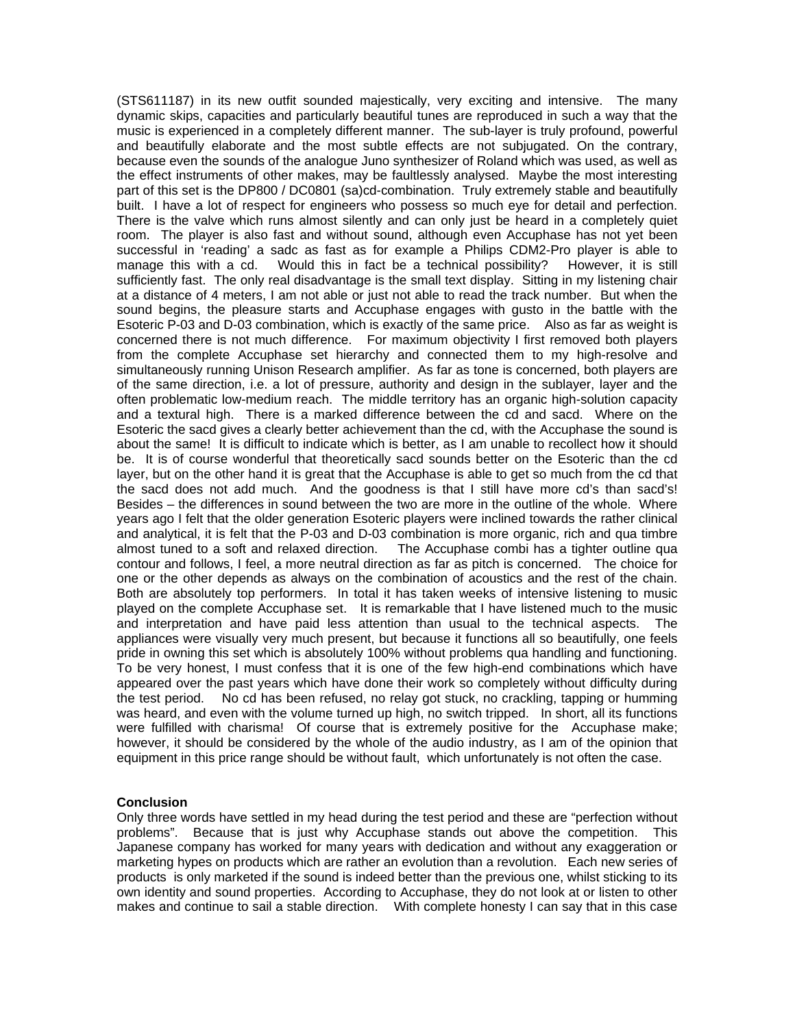(STS611187) in its new outfit sounded majestically, very exciting and intensive. The many dynamic skips, capacities and particularly beautiful tunes are reproduced in such a way that the music is experienced in a completely different manner. The sub-layer is truly profound, powerful and beautifully elaborate and the most subtle effects are not subjugated. On the contrary, because even the sounds of the analogue Juno synthesizer of Roland which was used, as well as the effect instruments of other makes, may be faultlessly analysed. Maybe the most interesting part of this set is the DP800 / DC0801 (sa)cd-combination. Truly extremely stable and beautifully built. I have a lot of respect for engineers who possess so much eye for detail and perfection. There is the valve which runs almost silently and can only just be heard in a completely quiet room. The player is also fast and without sound, although even Accuphase has not yet been successful in 'reading' a sadc as fast as for example a Philips CDM2-Pro player is able to manage this with a cd. Would this in fact be a technical possibility? However, it is still sufficiently fast. The only real disadvantage is the small text display. Sitting in my listening chair at a distance of 4 meters, I am not able or just not able to read the track number. But when the sound begins, the pleasure starts and Accuphase engages with gusto in the battle with the Esoteric P-03 and D-03 combination, which is exactly of the same price. Also as far as weight is concerned there is not much difference. For maximum objectivity I first removed both players from the complete Accuphase set hierarchy and connected them to my high-resolve and simultaneously running Unison Research amplifier. As far as tone is concerned, both players are of the same direction, i.e. a lot of pressure, authority and design in the sublayer, layer and the often problematic low-medium reach. The middle territory has an organic high-solution capacity and a textural high. There is a marked difference between the cd and sacd. Where on the Esoteric the sacd gives a clearly better achievement than the cd, with the Accuphase the sound is about the same! It is difficult to indicate which is better, as I am unable to recollect how it should be. It is of course wonderful that theoretically sacd sounds better on the Esoteric than the cd layer, but on the other hand it is great that the Accuphase is able to get so much from the cd that the sacd does not add much. And the goodness is that I still have more cd's than sacd's! Besides – the differences in sound between the two are more in the outline of the whole. Where years ago I felt that the older generation Esoteric players were inclined towards the rather clinical and analytical, it is felt that the P-03 and D-03 combination is more organic, rich and qua timbre almost tuned to a soft and relaxed direction. The Accuphase combi has a tighter outline qua contour and follows, I feel, a more neutral direction as far as pitch is concerned. The choice for one or the other depends as always on the combination of acoustics and the rest of the chain. Both are absolutely top performers. In total it has taken weeks of intensive listening to music played on the complete Accuphase set. It is remarkable that I have listened much to the music and interpretation and have paid less attention than usual to the technical aspects. The appliances were visually very much present, but because it functions all so beautifully, one feels pride in owning this set which is absolutely 100% without problems qua handling and functioning. To be very honest, I must confess that it is one of the few high-end combinations which have appeared over the past years which have done their work so completely without difficulty during the test period. No cd has been refused, no relay got stuck, no crackling, tapping or humming was heard, and even with the volume turned up high, no switch tripped. In short, all its functions were fulfilled with charisma! Of course that is extremely positive for the Accuphase make; however, it should be considered by the whole of the audio industry, as I am of the opinion that equipment in this price range should be without fault, which unfortunately is not often the case.

**Conclusion**

Only three words have settled in my head during the test period and these are "perfection without problems". Because that is just why Accuphase stands out above the competition. This Japanese company has worked for many years with dedication and without any exaggeration or marketing hypes on products which are rather an evolution than a revolution. Each new series of products is only marketed if the sound is indeed better than the previous one, whilst sticking to its own identity and sound properties. According to Accuphase, they do not look at or listen to other makes and continue to sail a stable direction. With complete honesty I can say that in this case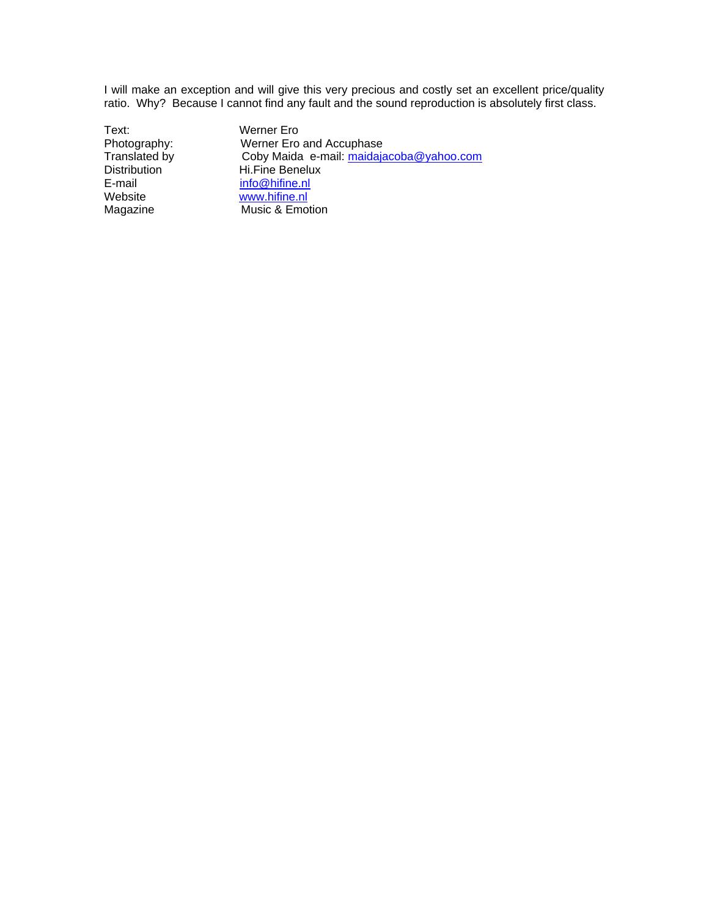I will make an exception and will give this very precious and costly set an excellent price/quality ratio. Why? Because I cannot find any fault and the sound reproduction is absolutely first class.

| | |
|---|---|
| Text: | Werner Ero |
| Photography: | Werner Ero and Accuphase |
| Translated by | Coby Maida e-mail: maidajacoba@yahoo.com |
| Distribution | Hi.Fine Benelux |
| E-mail | info@hifine.nl |
| Website | www.hifine.nl |
| Magazine | Music & Emotion |